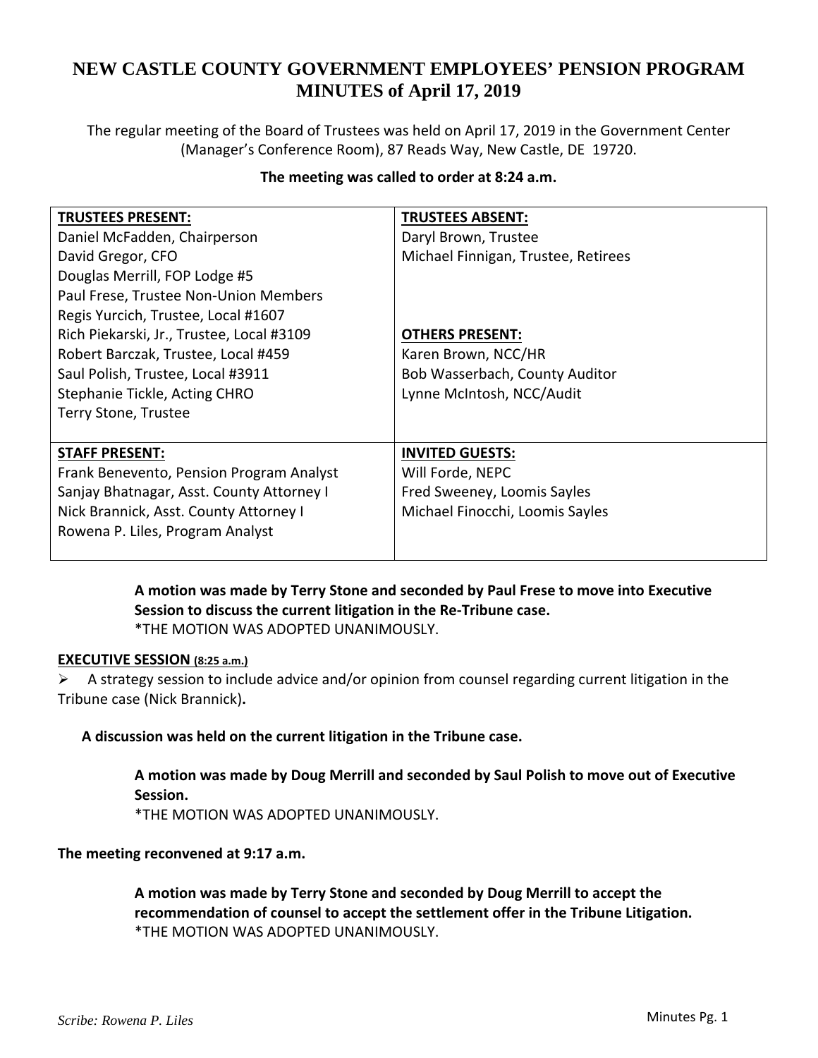# NEW CASTLE COUNTY GOVERNMENT EMPLOYEES' PENSION PROGRAM MINUTES of April 17, 2019

The regular meeting of the Board of Trustees was held on April 17, 2019 in the Government Center (Manager's Conference Room), 87 Reads Way, New Castle, DE 19720.

**The meeting was called to order at 8:24 a.m.**

| **TRUSTEES PRESENT:** | **TRUSTEES ABSENT:** |
|---|---|
| Daniel McFadden, Chairperson<br>David Gregor, CFO<br>Douglas Merrill, FOP Lodge #5<br>Paul Frese, Trustee Non-Union Members<br>Regis Yurcich, Trustee, Local #1607<br>Rich Piekarski, Jr., Trustee, Local #3109<br>Robert Barczak, Trustee, Local #459<br>Saul Polish, Trustee, Local #3911<br>Stephanie Tickle, Acting CHRO<br>Terry Stone, Trustee | Daryl Brown, Trustee<br>Michael Finnigan, Trustee, Retirees<br><br>**OTHERS PRESENT:**<br>Karen Brown, NCC/HR<br>Bob Wasserbach, County Auditor<br>Lynne McIntosh, NCC/Audit |
| **STAFF PRESENT:**<br>Frank Benevento, Pension Program Analyst<br>Sanjay Bhatnagar, Asst. County Attorney I<br>Nick Brannick, Asst. County Attorney I<br>Rowena P. Liles, Program Analyst | **INVITED GUESTS:**<br>Will Forde, NEPC<br>Fred Sweeney, Loomis Sayles<br>Michael Finocchi, Loomis Sayles |

**A motion was made by Terry Stone and seconded by Paul Frese to move into Executive Session to discuss the current litigation in the Re-Tribune case.**
*THE MOTION WAS ADOPTED UNANIMOUSLY.

**EXECUTIVE SESSION (8:25 a.m.)**

- A strategy session to include advice and/or opinion from counsel regarding current litigation in the Tribune case (Nick Brannick)**.**

**A discussion was held on the current litigation in the Tribune case.**

**A motion was made by Doug Merrill and seconded by Saul Polish to move out of Executive Session.**
*THE MOTION WAS ADOPTED UNANIMOUSLY.

**The meeting reconvened at 9:17 a.m.**

**A motion was made by Terry Stone and seconded by Doug Merrill to accept the recommendation of counsel to accept the settlement offer in the Tribune Litigation.**
*THE MOTION WAS ADOPTED UNANIMOUSLY.

*Scribe: Rowena P. Liles*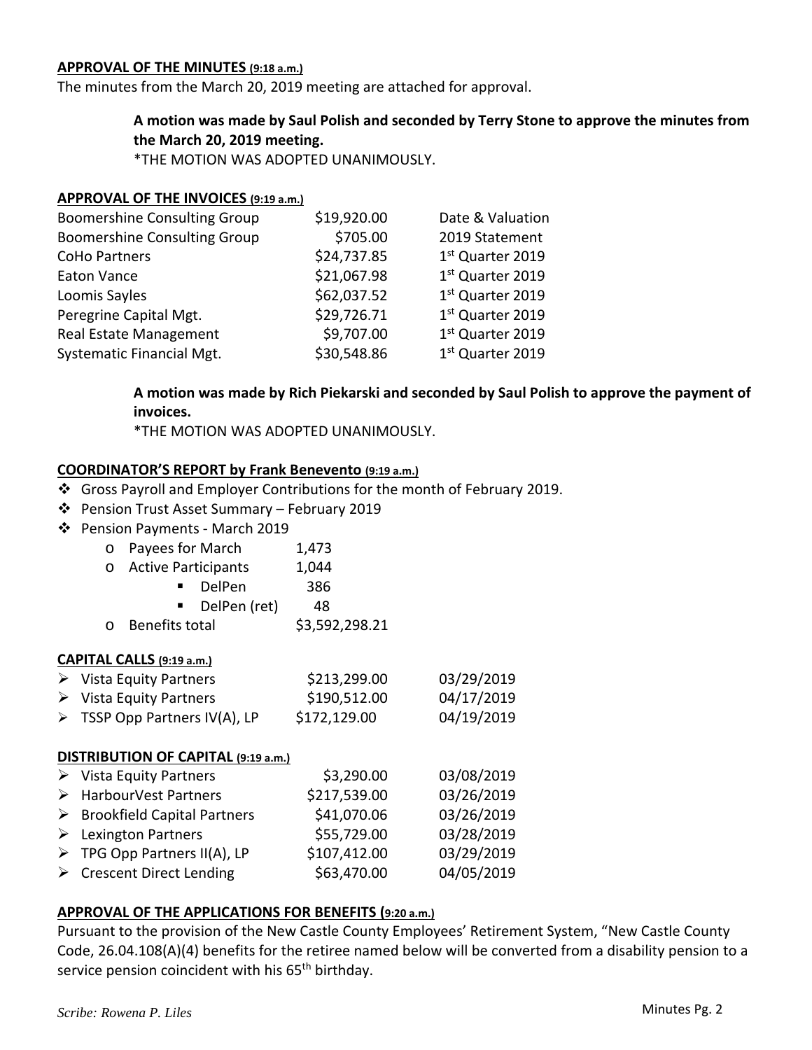**APPROVAL OF THE MINUTES (9:18 a.m.)**

The minutes from the March 20, 2019 meeting are attached for approval.

> **A motion was made by Saul Polish and seconded by Terry Stone to approve the minutes from the March 20, 2019 meeting.**
> *THE MOTION WAS ADOPTED UNANIMOUSLY.

**APPROVAL OF THE INVOICES (9:19 a.m.)**

| | | |
|---|---|---|
| Boomershine Consulting Group | $19,920.00 | Date & Valuation |
| Boomershine Consulting Group | $705.00 | 2019 Statement |
| CoHo Partners | $24,737.85 | 1st Quarter 2019 |
| Eaton Vance | $21,067.98 | 1st Quarter 2019 |
| Loomis Sayles | $62,037.52 | 1st Quarter 2019 |
| Peregrine Capital Mgt. | $29,726.71 | 1st Quarter 2019 |
| Real Estate Management | $9,707.00 | 1st Quarter 2019 |
| Systematic Financial Mgt. | $30,548.86 | 1st Quarter 2019 |

> **A motion was made by Rich Piekarski and seconded by Saul Polish to approve the payment of invoices.**
> *THE MOTION WAS ADOPTED UNANIMOUSLY.

**COORDINATOR'S REPORT by Frank Benevento (9:19 a.m.)**

- Gross Payroll and Employer Contributions for the month of February 2019.
- Pension Trust Asset Summary – February 2019
- Pension Payments - March 2019
  - Payees for March 1,473
  - Active Participants 1,044
    - DelPen 386
    - DelPen (ret) 48
  - Benefits total $3,592,298.21

**CAPITAL CALLS (9:19 a.m.)**

| | | |
|---|---|---|
| Vista Equity Partners | $213,299.00 | 03/29/2019 |
| Vista Equity Partners | $190,512.00 | 04/17/2019 |
| TSSP Opp Partners IV(A), LP | $172,129.00 | 04/19/2019 |

**DISTRIBUTION OF CAPITAL (9:19 a.m.)**

| | | |
|---|---|---|
| Vista Equity Partners | $3,290.00 | 03/08/2019 |
| HarbourVest Partners | $217,539.00 | 03/26/2019 |
| Brookfield Capital Partners | $41,070.06 | 03/26/2019 |
| Lexington Partners | $55,729.00 | 03/28/2019 |
| TPG Opp Partners II(A), LP | $107,412.00 | 03/29/2019 |
| Crescent Direct Lending | $63,470.00 | 04/05/2019 |

**APPROVAL OF THE APPLICATIONS FOR BENEFITS (9:20 a.m.)**

Pursuant to the provision of the New Castle County Employees' Retirement System, "New Castle County Code, 26.04.108(A)(4) benefits for the retiree named below will be converted from a disability pension to a service pension coincident with his 65th birthday.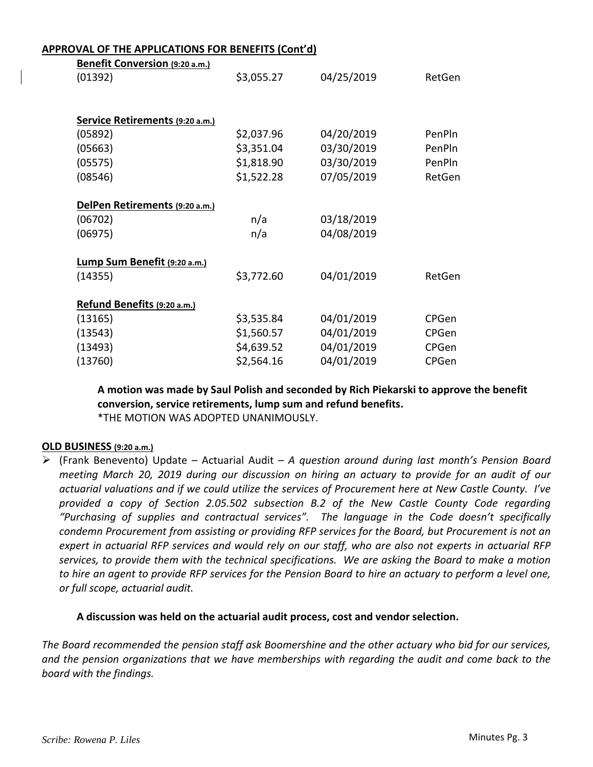**APPROVAL OF THE APPLICATIONS FOR BENEFITS (Cont'd)**

| | | | |
|---|---|---|---|
| **Benefit Conversion (9:20 a.m.)** | | | |
| (01392) | $3,055.27 | 04/25/2019 | RetGen |
| | | | |
| **Service Retirements (9:20 a.m.)** | | | |
| (05892) | $2,037.96 | 04/20/2019 | PenPln |
| (05663) | $3,351.04 | 03/30/2019 | PenPln |
| (05575) | $1,818.90 | 03/30/2019 | PenPln |
| (08546) | $1,522.28 | 07/05/2019 | RetGen |
| | | | |
| **DelPen Retirements (9:20 a.m.)** | | | |
| (06702) | n/a | 03/18/2019 | |
| (06975) | n/a | 04/08/2019 | |
| | | | |
| **Lump Sum Benefit (9:20 a.m.)** | | | |
| (14355) | $3,772.60 | 04/01/2019 | RetGen |
| | | | |
| **Refund Benefits (9:20 a.m.)** | | | |
| (13165) | $3,535.84 | 04/01/2019 | CPGen |
| (13543) | $1,560.57 | 04/01/2019 | CPGen |
| (13493) | $4,639.52 | 04/01/2019 | CPGen |
| (13760) | $2,564.16 | 04/01/2019 | CPGen |

**A motion was made by Saul Polish and seconded by Rich Piekarski to approve the benefit conversion, service retirements, lump sum and refund benefits.**
*THE MOTION WAS ADOPTED UNANIMOUSLY.

**OLD BUSINESS (9:20 a.m.)**

- (Frank Benevento) Update – Actuarial Audit – *A question around during last month's Pension Board meeting March 20, 2019 during our discussion on hiring an actuary to provide for an audit of our actuarial valuations and if we could utilize the services of Procurement here at New Castle County. I've provided a copy of Section 2.05.502 subsection B.2 of the New Castle County Code regarding "Purchasing of supplies and contractual services". The language in the Code doesn't specifically condemn Procurement from assisting or providing RFP services for the Board, but Procurement is not an expert in actuarial RFP services and would rely on our staff, who are also not experts in actuarial RFP services, to provide them with the technical specifications. We are asking the Board to make a motion to hire an agent to provide RFP services for the Pension Board to hire an actuary to perform a level one, or full scope, actuarial audit.*

**A discussion was held on the actuarial audit process, cost and vendor selection.**

*The Board recommended the pension staff ask Boomershine and the other actuary who bid for our services, and the pension organizations that we have memberships with regarding the audit and come back to the board with the findings.*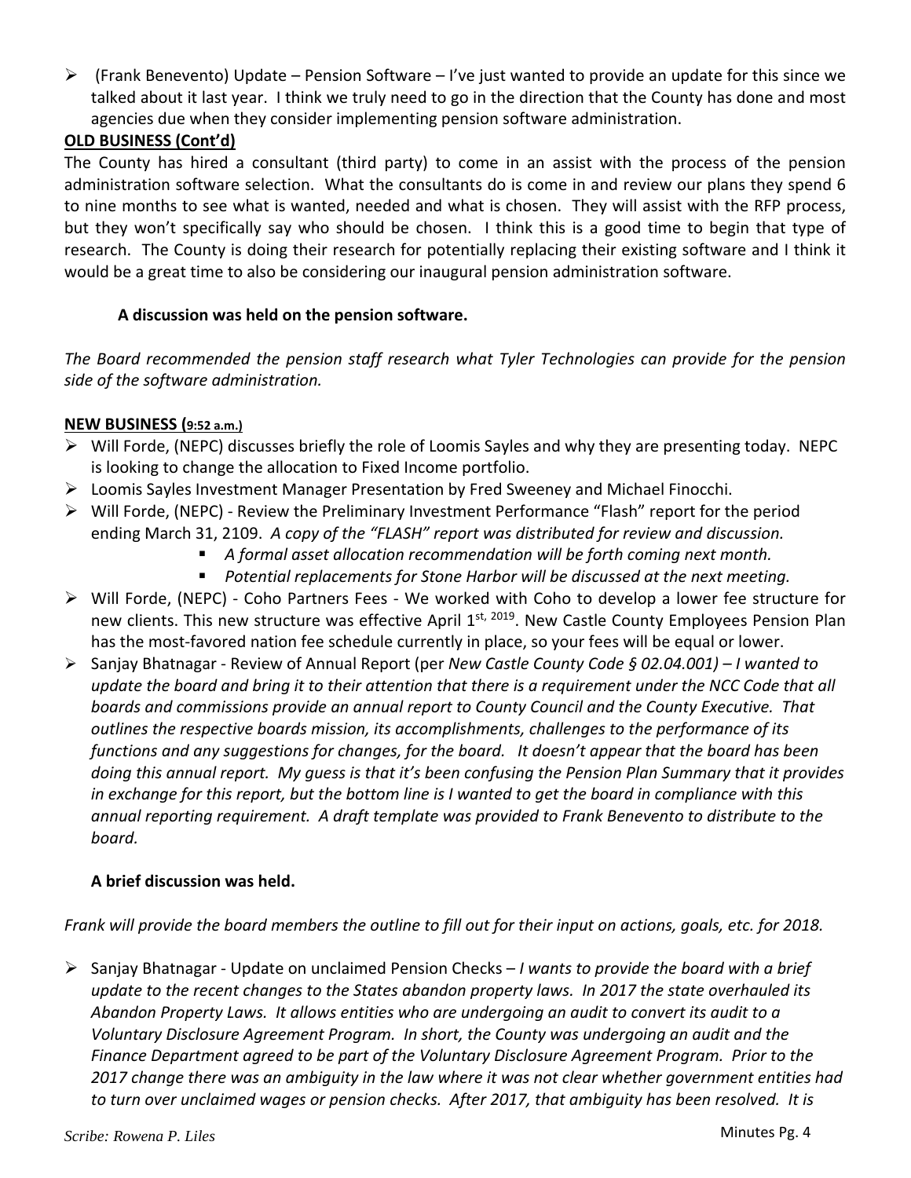- (Frank Benevento) Update – Pension Software – I've just wanted to provide an update for this since we talked about it last year. I think we truly need to go in the direction that the County has done and most agencies due when they consider implementing pension software administration.

**OLD BUSINESS (Cont'd)**

The County has hired a consultant (third party) to come in an assist with the process of the pension administration software selection. What the consultants do is come in and review our plans they spend 6 to nine months to see what is wanted, needed and what is chosen. They will assist with the RFP process, but they won't specifically say who should be chosen. I think this is a good time to begin that type of research. The County is doing their research for potentially replacing their existing software and I think it would be a great time to also be considering our inaugural pension administration software.

**A discussion was held on the pension software.**

*The Board recommended the pension staff research what Tyler Technologies can provide for the pension side of the software administration.*

**NEW BUSINESS (9:52 a.m.)**

- Will Forde, (NEPC) discusses briefly the role of Loomis Sayles and why they are presenting today. NEPC is looking to change the allocation to Fixed Income portfolio.
- Loomis Sayles Investment Manager Presentation by Fred Sweeney and Michael Finocchi.
- Will Forde, (NEPC) - Review the Preliminary Investment Performance "Flash" report for the period ending March 31, 2109. *A copy of the "FLASH" report was distributed for review and discussion.*
  - *A formal asset allocation recommendation will be forth coming next month.*
  - *Potential replacements for Stone Harbor will be discussed at the next meeting.*
- Will Forde, (NEPC) - Coho Partners Fees - We worked with Coho to develop a lower fee structure for new clients. This new structure was effective April 1st, 2019. New Castle County Employees Pension Plan has the most-favored nation fee schedule currently in place, so your fees will be equal or lower.
- Sanjay Bhatnagar - Review of Annual Report (per *New Castle County Code § 02.04.001) – I wanted to update the board and bring it to their attention that there is a requirement under the NCC Code that all boards and commissions provide an annual report to County Council and the County Executive. That outlines the respective boards mission, its accomplishments, challenges to the performance of its functions and any suggestions for changes, for the board. It doesn't appear that the board has been doing this annual report. My guess is that it's been confusing the Pension Plan Summary that it provides in exchange for this report, but the bottom line is I wanted to get the board in compliance with this annual reporting requirement. A draft template was provided to Frank Benevento to distribute to the board.*

**A brief discussion was held.**

*Frank will provide the board members the outline to fill out for their input on actions, goals, etc. for 2018.*

- Sanjay Bhatnagar - Update on unclaimed Pension Checks – *I wants to provide the board with a brief update to the recent changes to the States abandon property laws. In 2017 the state overhauled its Abandon Property Laws. It allows entities who are undergoing an audit to convert its audit to a Voluntary Disclosure Agreement Program. In short, the County was undergoing an audit and the Finance Department agreed to be part of the Voluntary Disclosure Agreement Program. Prior to the 2017 change there was an ambiguity in the law where it was not clear whether government entities had to turn over unclaimed wages or pension checks. After 2017, that ambiguity has been resolved. It is*

*Scribe: Rowena P. Liles*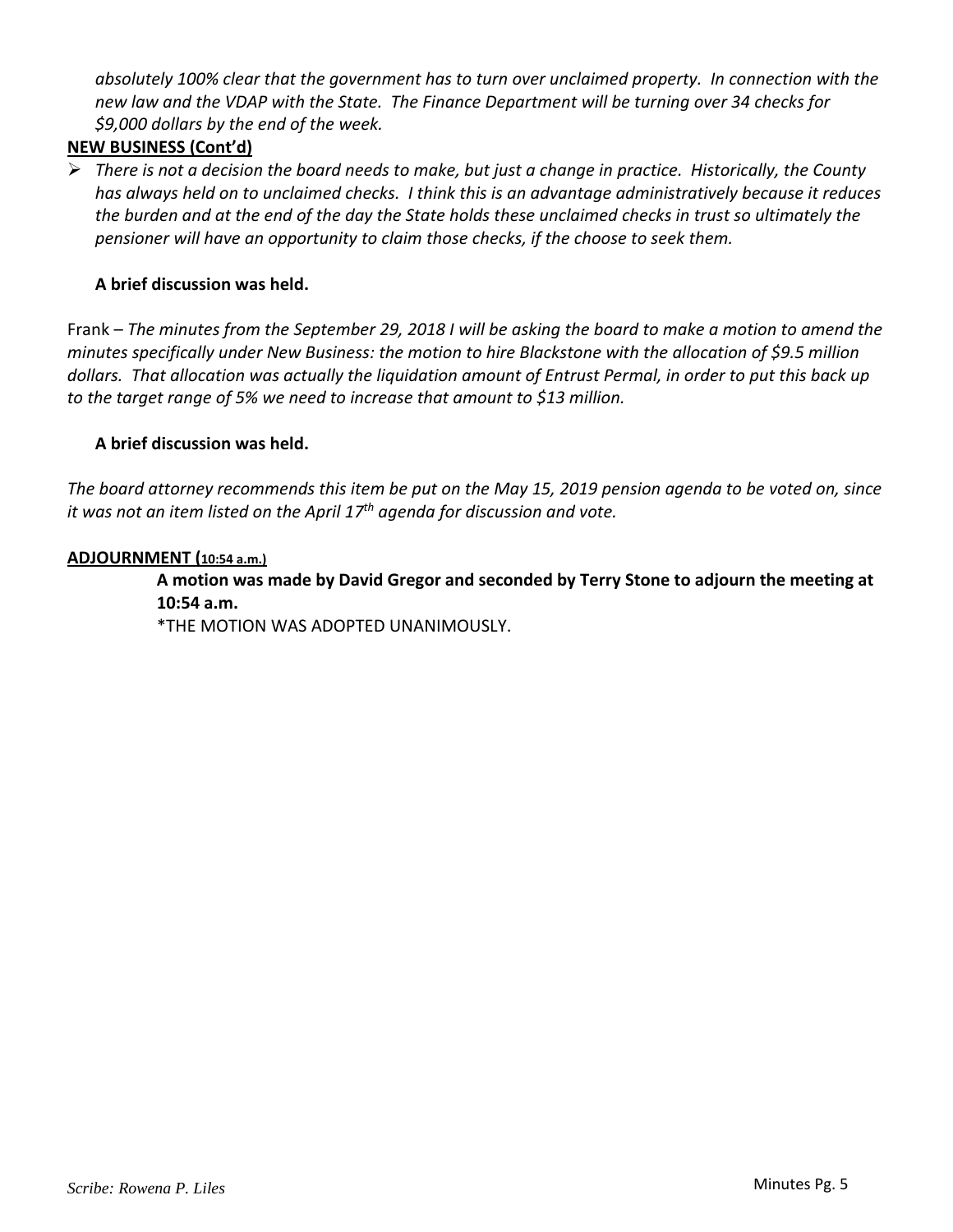*absolutely 100% clear that the government has to turn over unclaimed property. In connection with the new law and the VDAP with the State. The Finance Department will be turning over 34 checks for $9,000 dollars by the end of the week.*

**NEW BUSINESS (Cont'd)**

- *There is not a decision the board needs to make, but just a change in practice. Historically, the County has always held on to unclaimed checks. I think this is an advantage administratively because it reduces the burden and at the end of the day the State holds these unclaimed checks in trust so ultimately the pensioner will have an opportunity to claim those checks, if the choose to seek them.*

**A brief discussion was held.**

Frank – *The minutes from the September 29, 2018 I will be asking the board to make a motion to amend the minutes specifically under New Business: the motion to hire Blackstone with the allocation of $9.5 million dollars. That allocation was actually the liquidation amount of Entrust Permal, in order to put this back up to the target range of 5% we need to increase that amount to $13 million.*

**A brief discussion was held.**

*The board attorney recommends this item be put on the May 15, 2019 pension agenda to be voted on, since it was not an item listed on the April 17th agenda for discussion and vote.*

**ADJOURNMENT (10:54 a.m.)**

**A motion was made by David Gregor and seconded by Terry Stone to adjourn the meeting at 10:54 a.m.**

*THE MOTION WAS ADOPTED UNANIMOUSLY.

*Scribe: Rowena P. Liles*